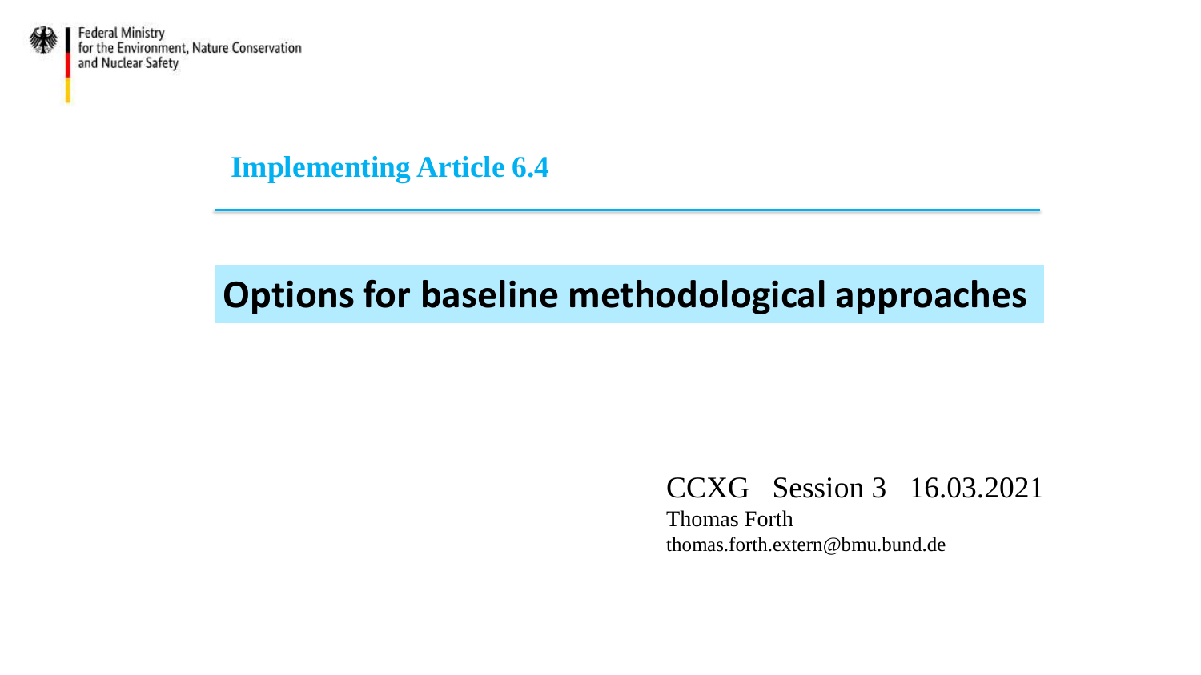Federal Ministry
for the Environment, Nature Conservation
and Nuclear Safety

**Implementing Article 6.4**

# Options for baseline methodological approaches

CCXG Session 3 16.03.2021

Thomas Forth

thomas.forth.extern@bmu.bund.de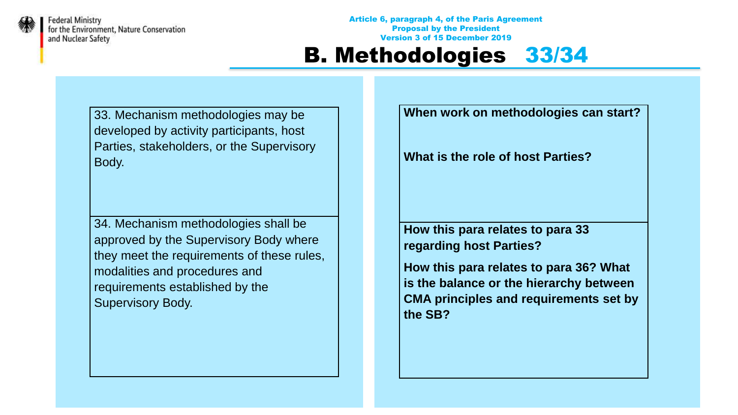Federal Ministry for the Environment, Nature Conservation and Nuclear Safety

**Article 6, paragraph 4, of the Paris Agreement**
**Proposal by the President**
**Version 3 of 15 December 2019**

# B. Methodologies 33/34

| Text | Questions |
| --- | --- |
| 33. Mechanism methodologies may be developed by activity participants, host Parties, stakeholders, or the Supervisory Body. | **When work on methodologies can start?** <br><br> **What is the role of host Parties?** |
| 34. Mechanism methodologies shall be approved by the Supervisory Body where they meet the requirements of these rules, modalities and procedures and requirements established by the Supervisory Body. | **How this para relates to para 33 regarding host Parties?** <br><br> **How this para relates to para 36? What is the balance or the hierarchy between CMA principles and requirements set by the SB?** |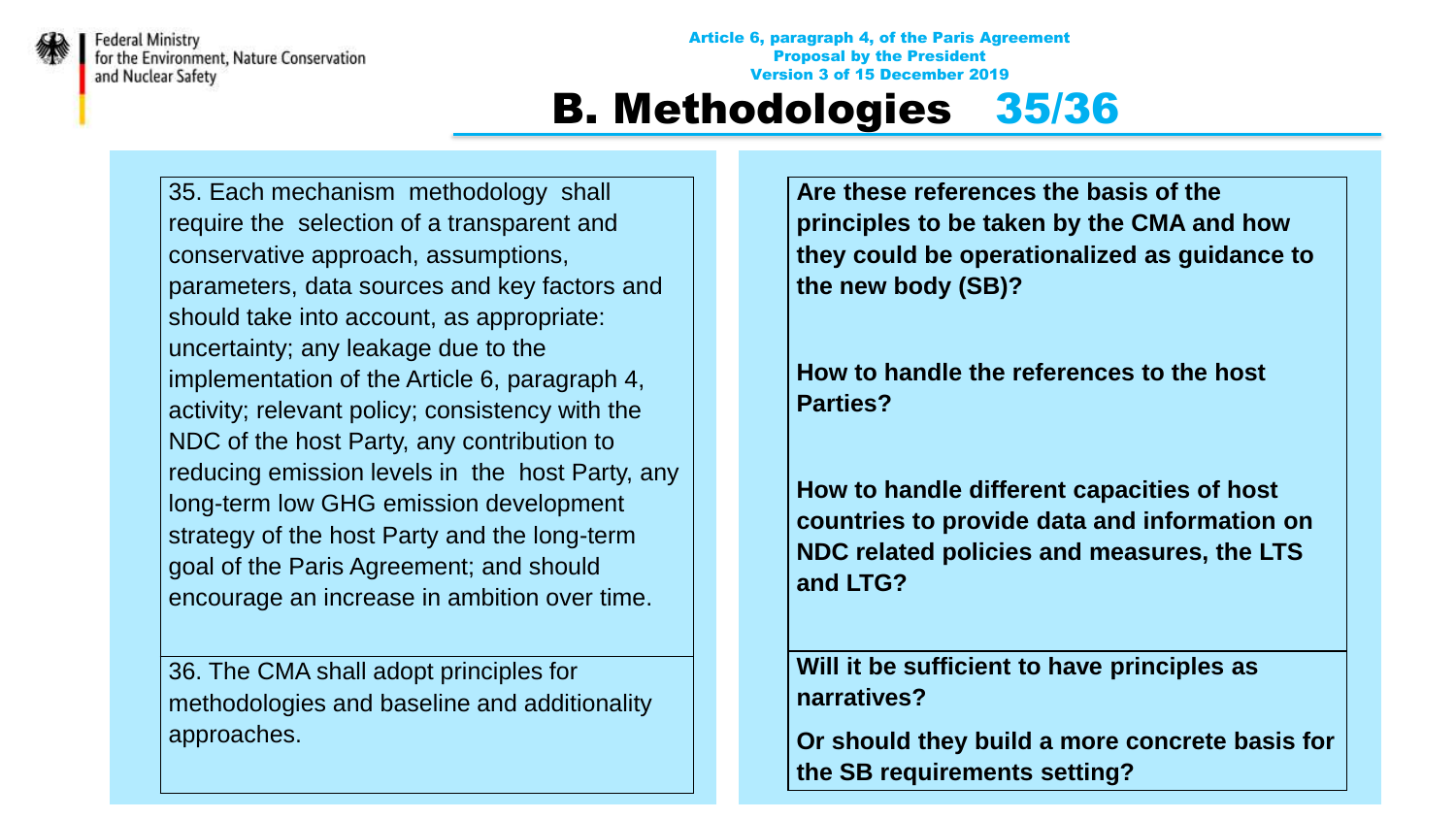Article 6, paragraph 4, of the Paris Agreement
Proposal by the President
Version 3 of 15 December 2019

# B. Methodologies 35/36

| | |
|---|---|
| 35. Each mechanism methodology shall require the selection of a transparent and conservative approach, assumptions, parameters, data sources and key factors and should take into account, as appropriate: uncertainty; any leakage due to the implementation of the Article 6, paragraph 4, activity; relevant policy; consistency with the NDC of the host Party, any contribution to reducing emission levels in the host Party, any long-term low GHG emission development strategy of the host Party and the long-term goal of the Paris Agreement; and should encourage an increase in ambition over time. | **Are these references the basis of the principles to be taken by the CMA and how they could be operationalized as guidance to the new body (SB)?**<br><br>**How to handle the references to the host Parties?**<br><br>**How to handle different capacities of host countries to provide data and information on NDC related policies and measures, the LTS and LTG?** |
| 36. The CMA shall adopt principles for methodologies and baseline and additionality approaches. | **Will it be sufficient to have principles as narratives?**<br><br>**Or should they build a more concrete basis for the SB requirements setting?** |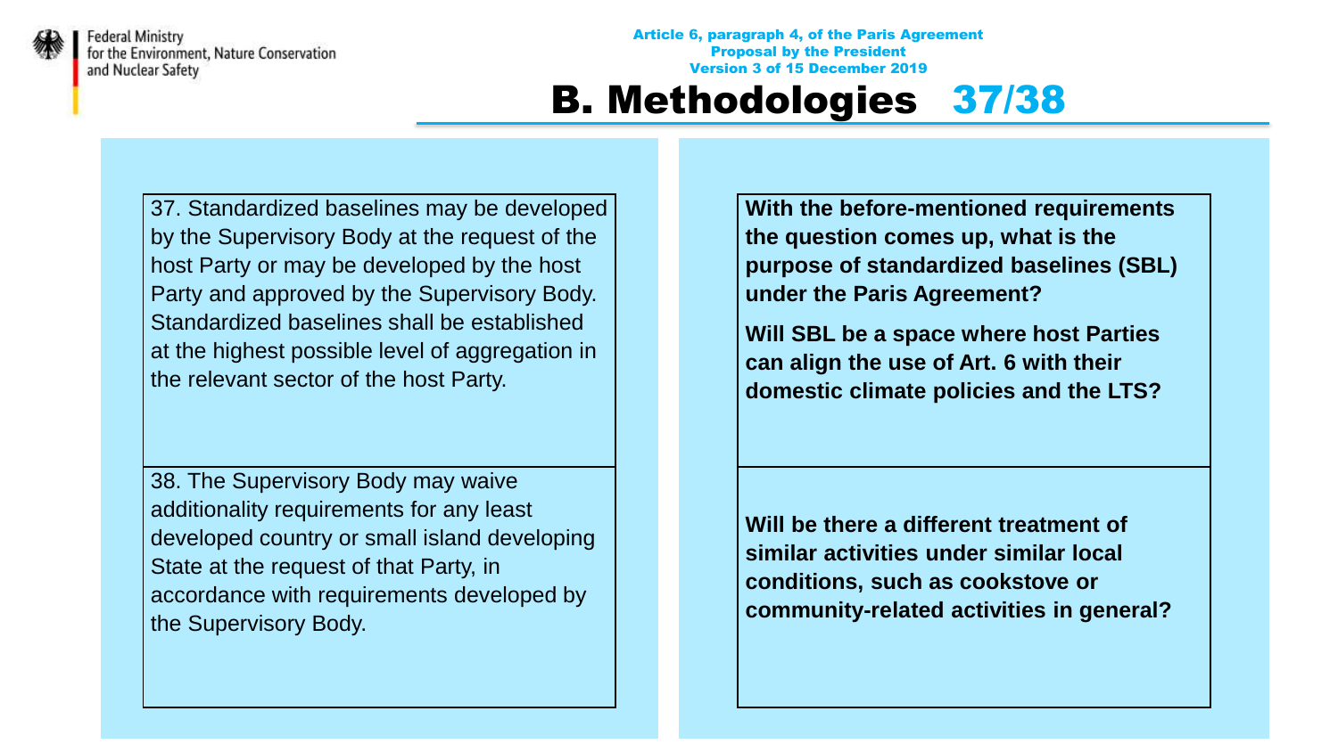Article 6, paragraph 4, of the Paris Agreement
Proposal by the President
Version 3 of 15 December 2019

# B. Methodologies 37/38

| | |
|---|---|
| 37. Standardized baselines may be developed by the Supervisory Body at the request of the host Party or may be developed by the host Party and approved by the Supervisory Body. Standardized baselines shall be established at the highest possible level of aggregation in the relevant sector of the host Party. | **With the before-mentioned requirements the question comes up, what is the purpose of standardized baselines (SBL) under the Paris Agreement?** <br><br> **Will SBL be a space where host Parties can align the use of Art. 6 with their domestic climate policies and the LTS?** |
| 38. The Supervisory Body may waive additionality requirements for any least developed country or small island developing State at the request of that Party, in accordance with requirements developed by the Supervisory Body. | **Will be there a different treatment of similar activities under similar local conditions, such as cookstove or community-related activities in general?** |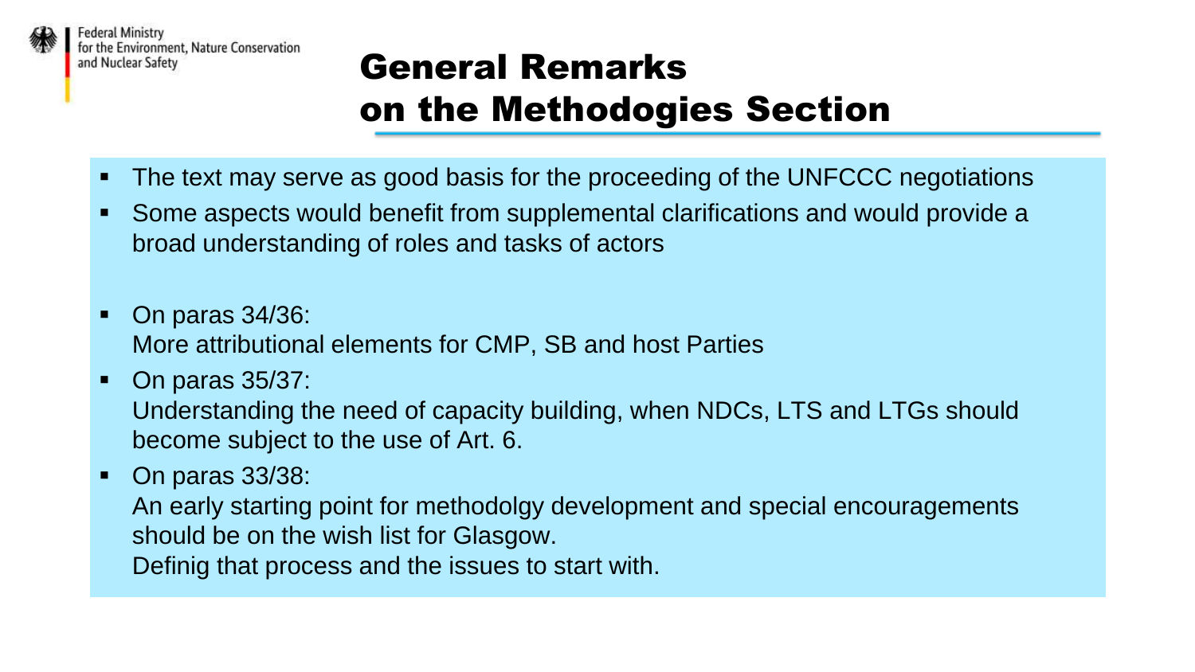Federal Ministry for the Environment, Nature Conservation and Nuclear Safety

# General Remarks on the Methodogies Section

- The text may serve as good basis for the proceeding of the UNFCCC negotiations
- Some aspects would benefit from supplemental clarifications and would provide a broad understanding of roles and tasks of actors

- On paras 34/36:
  More attributional elements for CMP, SB and host Parties
- On paras 35/37:
  Understanding the need of capacity building, when NDCs, LTS and LTGs should become subject to the use of Art. 6.
- On paras 33/38:
  An early starting point for methodolgy development and special encouragements should be on the wish list for Glasgow.
  Definig that process and the issues to start with.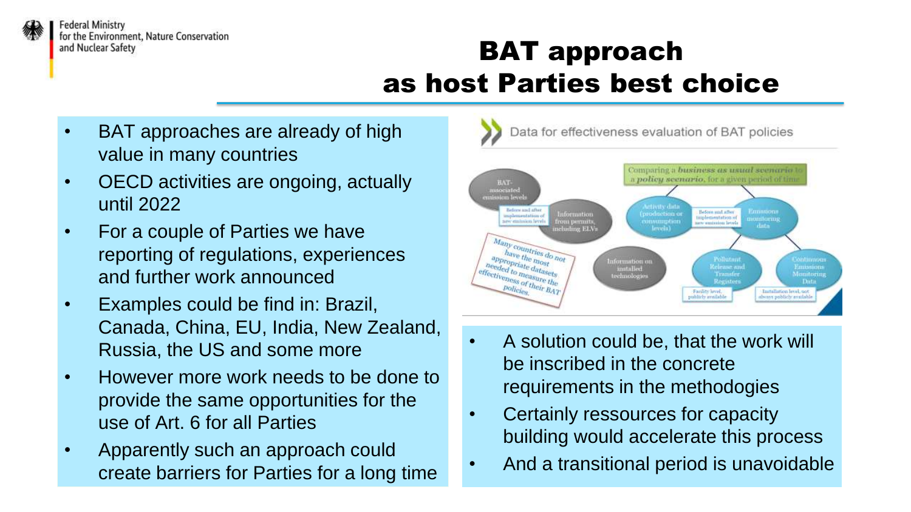# BAT approach as host Parties best choice

- BAT approaches are already of high value in many countries
- OECD activities are ongoing, actually until 2022
- For a couple of Parties we have reporting of regulations, experiences and further work announced
- Examples could be find in: Brazil, Canada, China, EU, India, New Zealand, Russia, the US and some more
- However more work needs to be done to provide the same opportunities for the use of Art. 6 for all Parties
- Apparently such an approach could create barriers for Parties for a long time

Data for effectiveness evaluation of BAT policies

Comparing a ***business as usual scenario*** to a ***policy scenario***, for a given period of time

BAT-associated emission levels

Before and after implementation of new emission levels

Information from permits, including ELVs

Activity data (production or consumption levels)

Before and after implementation of new emission levels

Emissions monitoring data

Many countries do not have the most appropriate datasets needed to measure the effectiveness of their BAT policies.

Information on installed technologies

Pollutant Release and Transfer Registers

Facility level, publicly available

Continuous Emissions Monitoring Data

Installation level, not always publicly available

- A solution could be, that the work will be inscribed in the concrete requirements in the methodogies
- Certainly ressources for capacity building would accelerate this process
- And a transitional period is unavoidable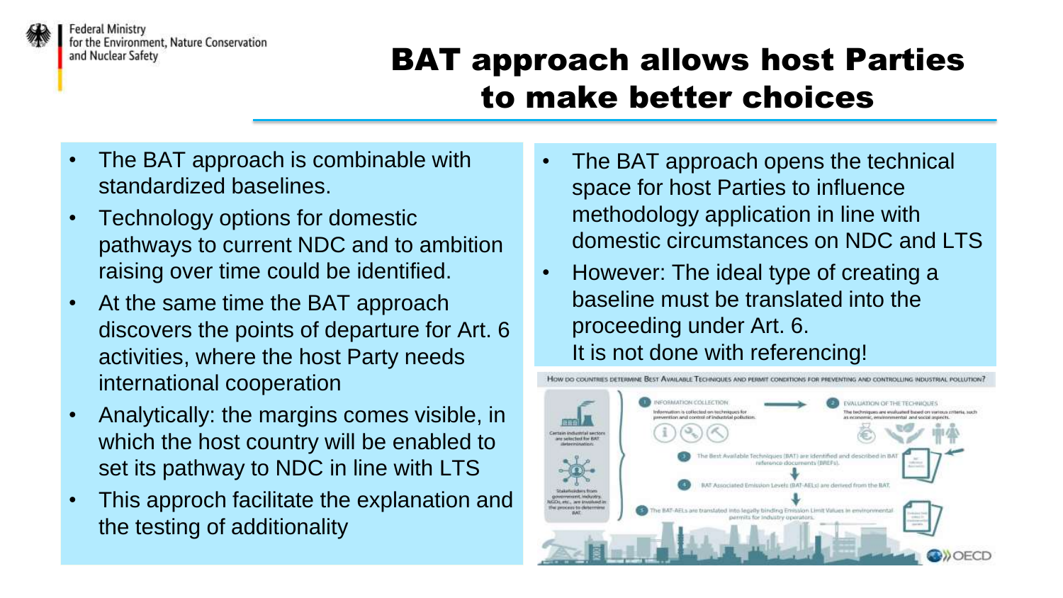# BAT approach allows host Parties to make better choices

- The BAT approach is combinable with standardized baselines.
- Technology options for domestic pathways to current NDC and to ambition raising over time could be identified.
- At the same time the BAT approach discovers the points of departure for Art. 6 activities, where the host Party needs international cooperation
- Analytically: the margins comes visible, in which the host country will be enabled to set its pathway to NDC in line with LTS
- This approch facilitate the explanation and the testing of additionality

- The BAT approach opens the technical space for host Parties to influence methodology application in line with domestic circumstances on NDC and LTS
- However: The ideal type of creating a baseline must be translated into the proceeding under Art. 6.
  It is not done with referencing!

HOW DO COUNTRIES DETERMINE BEST AVAILABLE TECHNIQUES AND PERMIT CONDITIONS FOR PREVENTING AND CONTROLLING INDUSTRIAL POLLUTION?

Certain industrial sectors are selected for BAT determination.

Stakeholders from government, industry, NGOs, etc., are involved in the process to determine BAT.

1. INFORMATION COLLECTION: Information is collected on techniques for prevention and control of industrial pollution.
2. EVALUATION OF THE TECHNIQUES: The techniques are evaluated based on various criteria, such as economic, environmental and social aspects.
3. The Best Available Techniques (BAT) are identified and described in BAT reference documents (BREFs).
4. BAT Associated Emission Levels (BAT-AELs) are derived from the BAT.
5. The BAT-AELs are translated into legally binding Emission Limit Values in environmental permits for industry operators.

OECD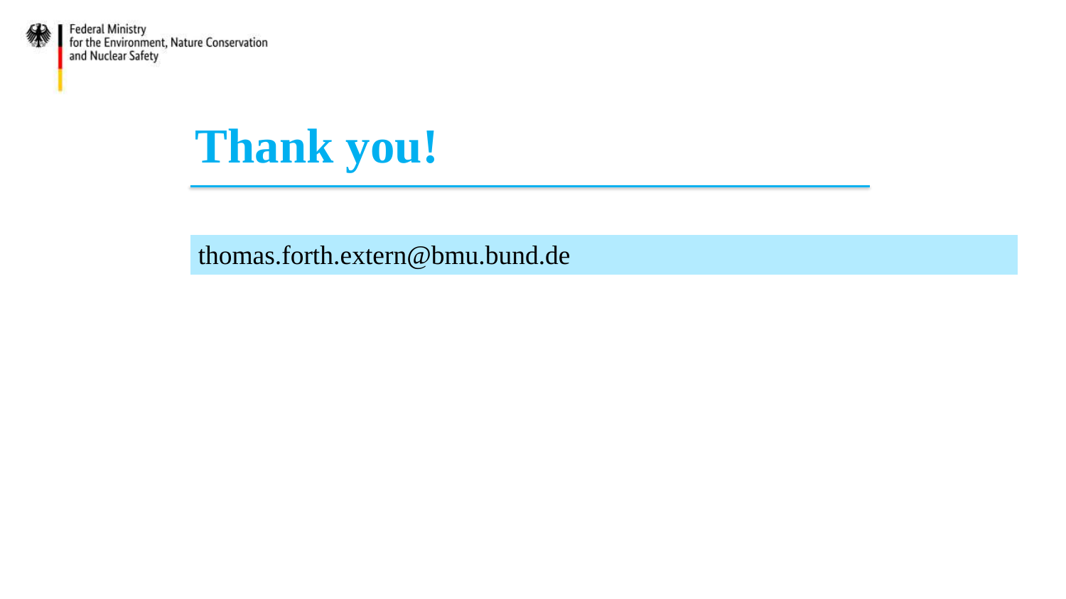Federal Ministry
for the Environment, Nature Conservation
and Nuclear Safety

# Thank you!

thomas.forth.extern@bmu.bund.de